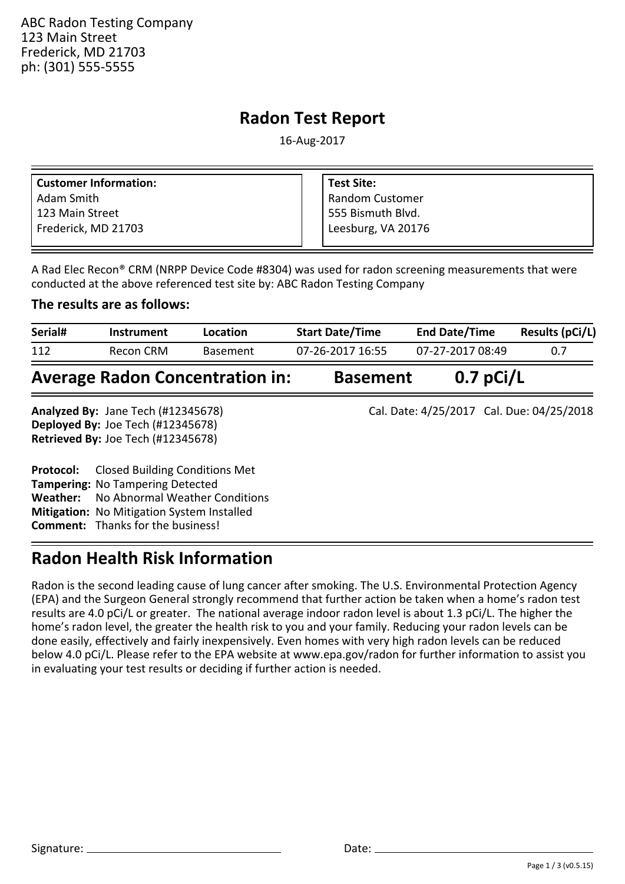ABC Radon Testing Company
123 Main Street
Frederick, MD 21703
ph: (301) 555-5555

# Radon Test Report

16-Aug-2017

| **Customer Information:** | **Test Site:** |
|---|---|
| Adam Smith | Random Customer |
| 123 Main Street | 555 Bismuth Blvd. |
| Frederick, MD 21703 | Leesburg, VA 20176 |

A Rad Elec Recon® CRM (NRPP Device Code #8304) was used for radon screening measurements that were conducted at the above referenced test site by: ABC Radon Testing Company

### The results are as follows:

| Serial# | Instrument | Location | Start Date/Time | End Date/Time | Results (pCi/L) |
|---|---|---|---|---|---|
| 112 | Recon CRM | Basement | 07-26-2017 16:55 | 07-27-2017 08:49 | 0.7 |

## Average Radon Concentration in: Basement 0.7 pCi/L

**Analyzed By:** Jane Tech (#12345678)
**Deployed By:** Joe Tech (#12345678)
**Retrieved By:** Joe Tech (#12345678)

Cal. Date: 4/25/2017 Cal. Due: 04/25/2018

**Protocol:** Closed Building Conditions Met
**Tampering:** No Tampering Detected
**Weather:** No Abnormal Weather Conditions
**Mitigation:** No Mitigation System Installed
**Comment:** Thanks for the business!

## Radon Health Risk Information

Radon is the second leading cause of lung cancer after smoking. The U.S. Environmental Protection Agency (EPA) and the Surgeon General strongly recommend that further action be taken when a home's radon test results are 4.0 pCi/L or greater. The national average indoor radon level is about 1.3 pCi/L. The higher the home's radon level, the greater the health risk to you and your family. Reducing your radon levels can be done easily, effectively and fairly inexpensively. Even homes with very high radon levels can be reduced below 4.0 pCi/L. Please refer to the EPA website at www.epa.gov/radon for further information to assist you in evaluating your test results or deciding if further action is needed.

Signature: ______________________ Date: ______________________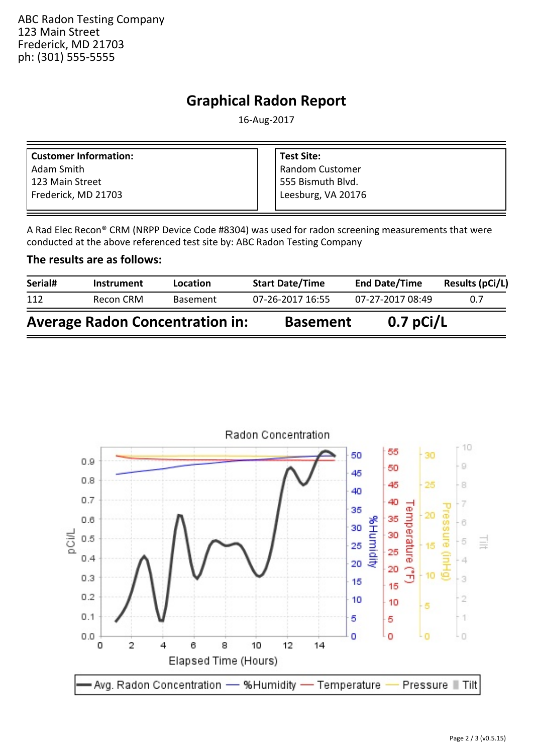ABC Radon Testing Company
123 Main Street
Frederick, MD 21703
ph: (301) 555-5555

# Graphical Radon Report

16-Aug-2017

| **Customer Information:** | **Test Site:** |
|---|---|
| Adam Smith | Random Customer |
| 123 Main Street | 555 Bismuth Blvd. |
| Frederick, MD 21703 | Leesburg, VA 20176 |

A Rad Elec Recon® CRM (NRPP Device Code #8304) was used for radon screening measurements that were conducted at the above referenced test site by: ABC Radon Testing Company

**The results are as follows:**

| Serial# | Instrument | Location | Start Date/Time | End Date/Time | Results (pCi/L) |
|---|---|---|---|---|---|
| 112 | Recon CRM | Basement | 07-26-2017 16:55 | 07-27-2017 08:49 | 0.7 |

## Average Radon Concentration in: Basement 0.7 pCi/L

Radon Concentration

Elapsed Time (Hours)

Avg. Radon Concentration — %Humidity — Temperature — Pressure — Tilt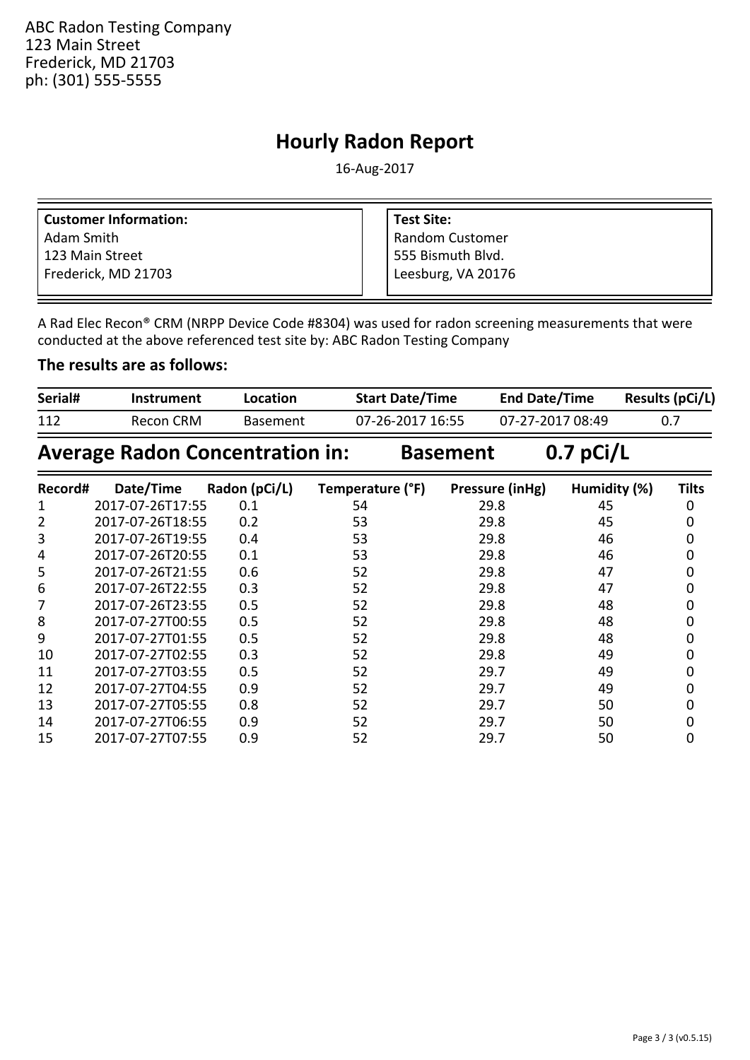ABC Radon Testing Company
123 Main Street
Frederick, MD 21703
ph: (301) 555-5555

# Hourly Radon Report

16-Aug-2017

| **Customer Information:** | **Test Site:** |
|---|---|
| Adam Smith | Random Customer |
| 123 Main Street | 555 Bismuth Blvd. |
| Frederick, MD 21703 | Leesburg, VA 20176 |

A Rad Elec Recon® CRM (NRPP Device Code #8304) was used for radon screening measurements that were conducted at the above referenced test site by: ABC Radon Testing Company

### The results are as follows:

| Serial# | Instrument | Location | Start Date/Time | End Date/Time | Results (pCi/L) |
|---|---|---|---|---|---|
| 112 | Recon CRM | Basement | 07-26-2017 16:55 | 07-27-2017 08:49 | 0.7 |

## Average Radon Concentration in: Basement 0.7 pCi/L

| Record# | Date/Time | Radon (pCi/L) | Temperature (°F) | Pressure (inHg) | Humidity (%) | Tilts |
|---|---|---|---|---|---|---|
| 1 | 2017-07-26T17:55 | 0.1 | 54 | 29.8 | 45 | 0 |
| 2 | 2017-07-26T18:55 | 0.2 | 53 | 29.8 | 45 | 0 |
| 3 | 2017-07-26T19:55 | 0.4 | 53 | 29.8 | 46 | 0 |
| 4 | 2017-07-26T20:55 | 0.1 | 53 | 29.8 | 46 | 0 |
| 5 | 2017-07-26T21:55 | 0.6 | 52 | 29.8 | 47 | 0 |
| 6 | 2017-07-26T22:55 | 0.3 | 52 | 29.8 | 47 | 0 |
| 7 | 2017-07-26T23:55 | 0.5 | 52 | 29.8 | 48 | 0 |
| 8 | 2017-07-27T00:55 | 0.5 | 52 | 29.8 | 48 | 0 |
| 9 | 2017-07-27T01:55 | 0.5 | 52 | 29.8 | 48 | 0 |
| 10 | 2017-07-27T02:55 | 0.3 | 52 | 29.8 | 49 | 0 |
| 11 | 2017-07-27T03:55 | 0.5 | 52 | 29.7 | 49 | 0 |
| 12 | 2017-07-27T04:55 | 0.9 | 52 | 29.7 | 49 | 0 |
| 13 | 2017-07-27T05:55 | 0.8 | 52 | 29.7 | 50 | 0 |
| 14 | 2017-07-27T06:55 | 0.9 | 52 | 29.7 | 50 | 0 |
| 15 | 2017-07-27T07:55 | 0.9 | 52 | 29.7 | 50 | 0 |